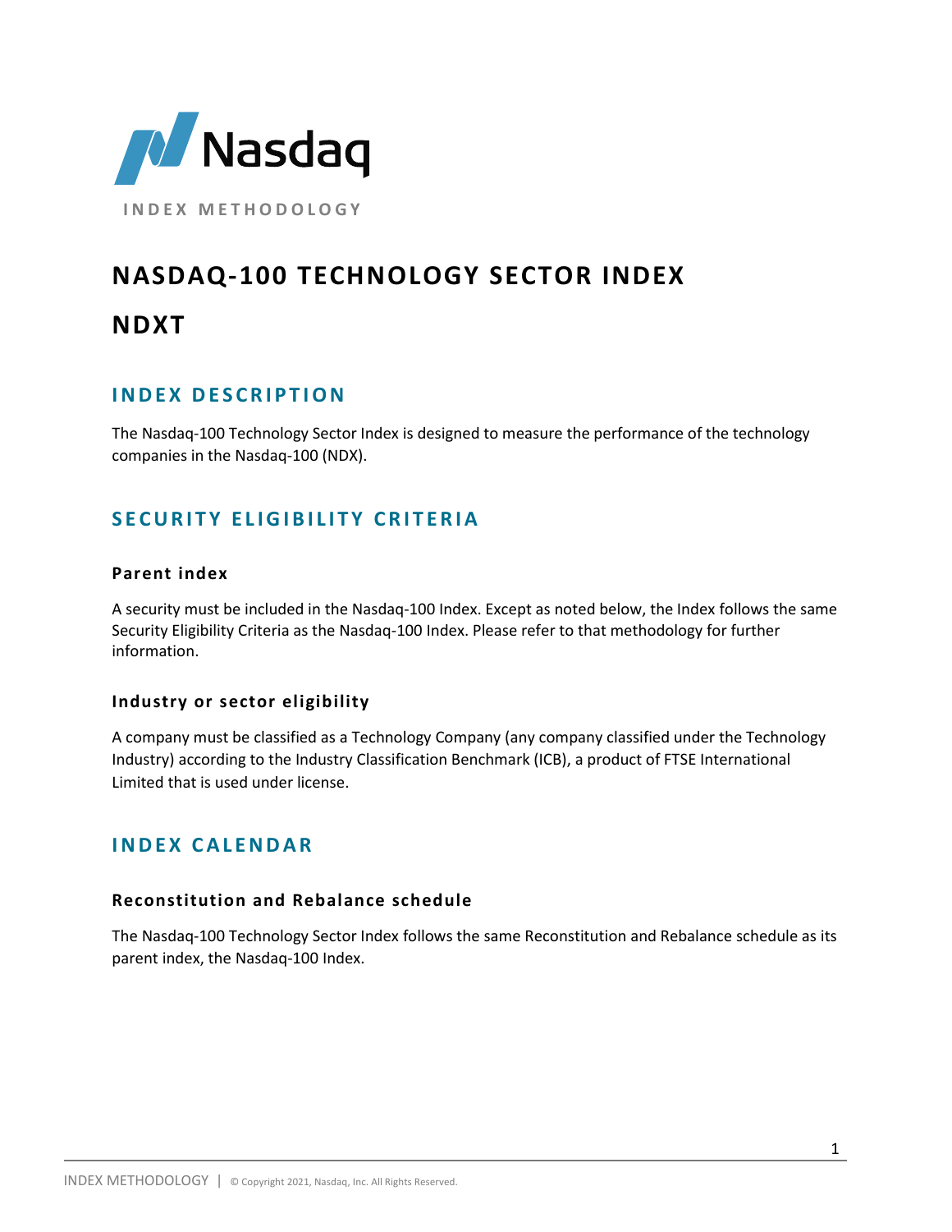Nasdaq

INDEX METHODOLOGY

# NASDAQ-100 TECHNOLOGY SECTOR INDEX

# NDXT

## INDEX DESCRIPTION

The Nasdaq-100 Technology Sector Index is designed to measure the performance of the technology companies in the Nasdaq-100 (NDX).

## SECURITY ELIGIBILITY CRITERIA

### Parent index

A security must be included in the Nasdaq-100 Index. Except as noted below, the Index follows the same Security Eligibility Criteria as the Nasdaq-100 Index. Please refer to that methodology for further information.

### Industry or sector eligibility

A company must be classified as a Technology Company (any company classified under the Technology Industry) according to the Industry Classification Benchmark (ICB), a product of FTSE International Limited that is used under license.

## INDEX CALENDAR

### Reconstitution and Rebalance schedule

The Nasdaq-100 Technology Sector Index follows the same Reconstitution and Rebalance schedule as its parent index, the Nasdaq-100 Index.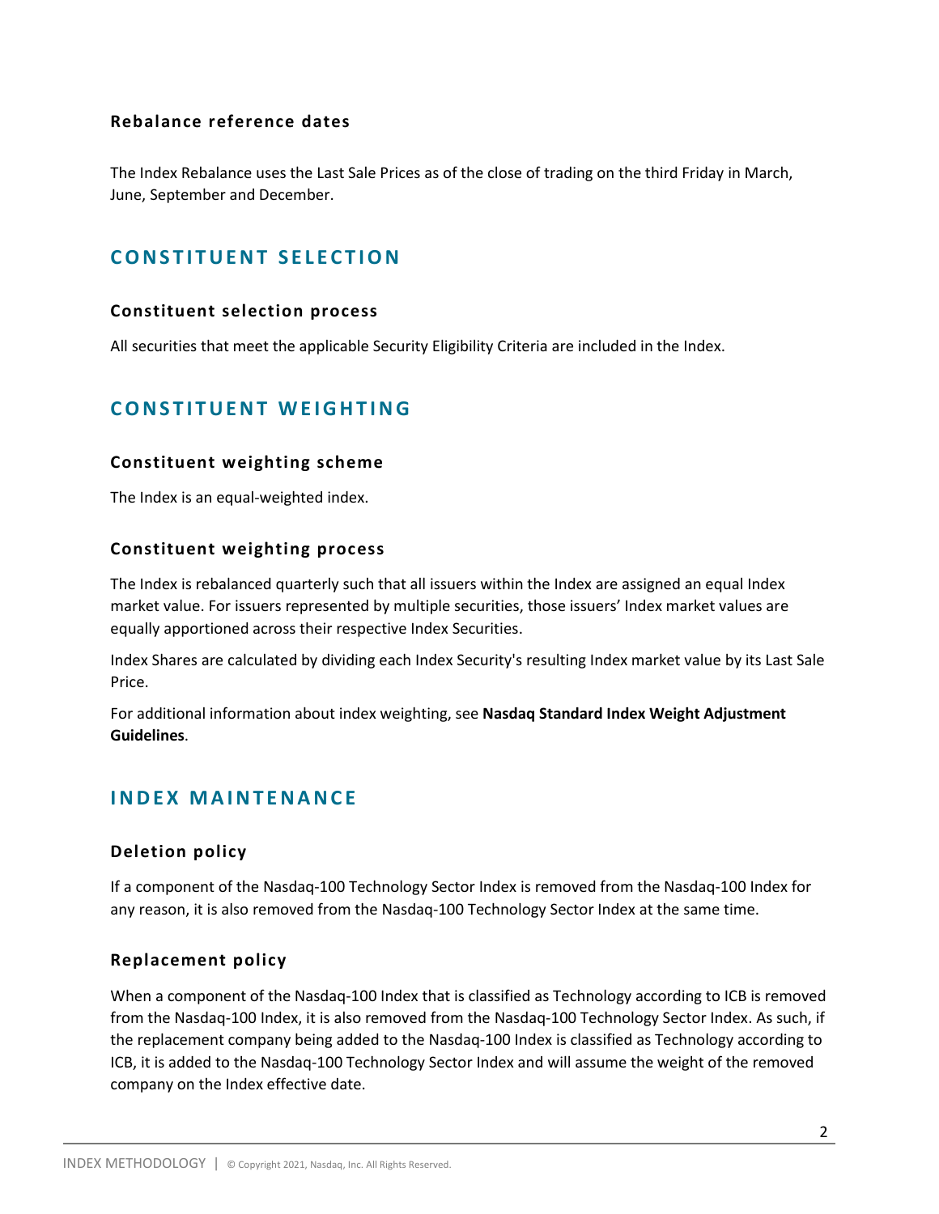### Rebalance reference dates

The Index Rebalance uses the Last Sale Prices as of the close of trading on the third Friday in March, June, September and December.

## CONSTITUENT SELECTION

### Constituent selection process

All securities that meet the applicable Security Eligibility Criteria are included in the Index.

## CONSTITUENT WEIGHTING

### Constituent weighting scheme

The Index is an equal-weighted index.

### Constituent weighting process

The Index is rebalanced quarterly such that all issuers within the Index are assigned an equal Index market value. For issuers represented by multiple securities, those issuers' Index market values are equally apportioned across their respective Index Securities.

Index Shares are calculated by dividing each Index Security's resulting Index market value by its Last Sale Price.

For additional information about index weighting, see **Nasdaq Standard Index Weight Adjustment Guidelines**.

## INDEX MAINTENANCE

### Deletion policy

If a component of the Nasdaq-100 Technology Sector Index is removed from the Nasdaq-100 Index for any reason, it is also removed from the Nasdaq-100 Technology Sector Index at the same time.

### Replacement policy

When a component of the Nasdaq-100 Index that is classified as Technology according to ICB is removed from the Nasdaq-100 Index, it is also removed from the Nasdaq-100 Technology Sector Index. As such, if the replacement company being added to the Nasdaq-100 Index is classified as Technology according to ICB, it is added to the Nasdaq-100 Technology Sector Index and will assume the weight of the removed company on the Index effective date.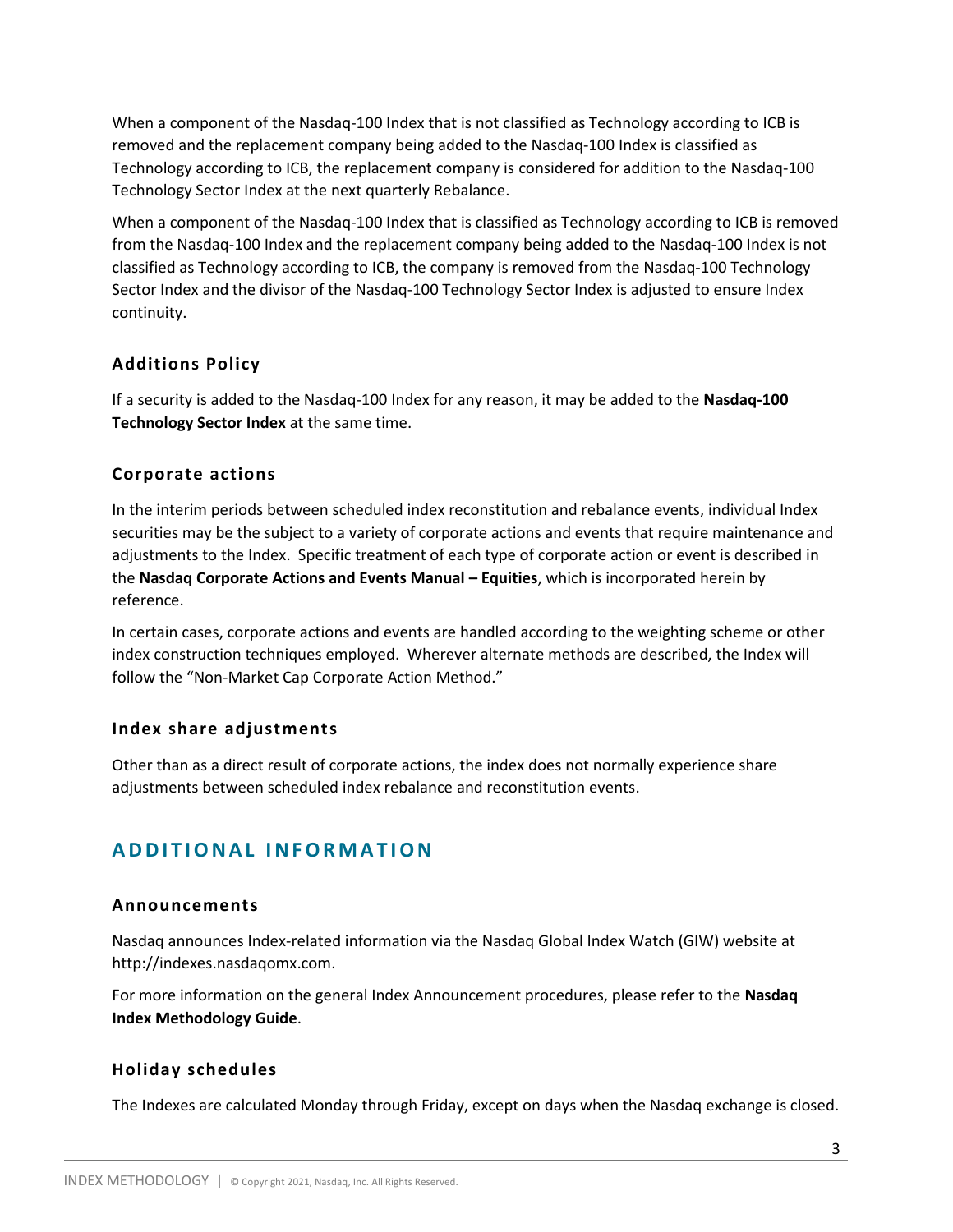When a component of the Nasdaq-100 Index that is not classified as Technology according to ICB is removed and the replacement company being added to the Nasdaq-100 Index is classified as Technology according to ICB, the replacement company is considered for addition to the Nasdaq-100 Technology Sector Index at the next quarterly Rebalance.

When a component of the Nasdaq-100 Index that is classified as Technology according to ICB is removed from the Nasdaq-100 Index and the replacement company being added to the Nasdaq-100 Index is not classified as Technology according to ICB, the company is removed from the Nasdaq-100 Technology Sector Index and the divisor of the Nasdaq-100 Technology Sector Index is adjusted to ensure Index continuity.

### Additions Policy

If a security is added to the Nasdaq-100 Index for any reason, it may be added to the **Nasdaq-100 Technology Sector Index** at the same time.

### Corporate actions

In the interim periods between scheduled index reconstitution and rebalance events, individual Index securities may be the subject to a variety of corporate actions and events that require maintenance and adjustments to the Index. Specific treatment of each type of corporate action or event is described in the **Nasdaq Corporate Actions and Events Manual – Equities**, which is incorporated herein by reference.

In certain cases, corporate actions and events are handled according to the weighting scheme or other index construction techniques employed. Wherever alternate methods are described, the Index will follow the "Non-Market Cap Corporate Action Method."

### Index share adjustments

Other than as a direct result of corporate actions, the index does not normally experience share adjustments between scheduled index rebalance and reconstitution events.

## ADDITIONAL INFORMATION

### Announcements

Nasdaq announces Index-related information via the Nasdaq Global Index Watch (GIW) website at http://indexes.nasdaqomx.com.

For more information on the general Index Announcement procedures, please refer to the **Nasdaq Index Methodology Guide**.

### Holiday schedules

The Indexes are calculated Monday through Friday, except on days when the Nasdaq exchange is closed.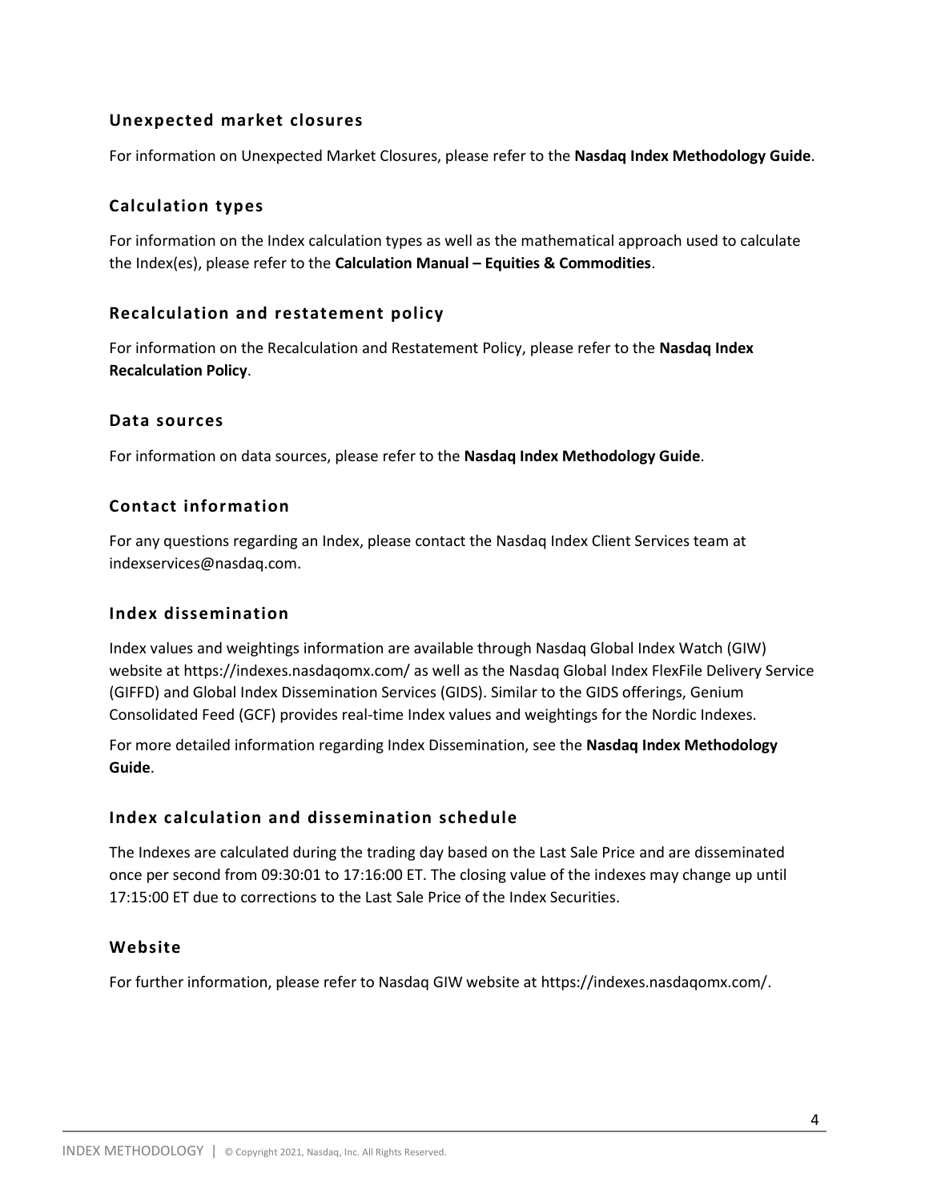## Unexpected market closures

For information on Unexpected Market Closures, please refer to the **Nasdaq Index Methodology Guide**.

## Calculation types

For information on the Index calculation types as well as the mathematical approach used to calculate the Index(es), please refer to the **Calculation Manual – Equities & Commodities**.

## Recalculation and restatement policy

For information on the Recalculation and Restatement Policy, please refer to the **Nasdaq Index Recalculation Policy**.

## Data sources

For information on data sources, please refer to the **Nasdaq Index Methodology Guide**.

## Contact information

For any questions regarding an Index, please contact the Nasdaq Index Client Services team at indexservices@nasdaq.com.

## Index dissemination

Index values and weightings information are available through Nasdaq Global Index Watch (GIW) website at https://indexes.nasdaqomx.com/ as well as the Nasdaq Global Index FlexFile Delivery Service (GIFFD) and Global Index Dissemination Services (GIDS). Similar to the GIDS offerings, Genium Consolidated Feed (GCF) provides real-time Index values and weightings for the Nordic Indexes.

For more detailed information regarding Index Dissemination, see the **Nasdaq Index Methodology Guide**.

## Index calculation and dissemination schedule

The Indexes are calculated during the trading day based on the Last Sale Price and are disseminated once per second from 09:30:01 to 17:16:00 ET. The closing value of the indexes may change up until 17:15:00 ET due to corrections to the Last Sale Price of the Index Securities.

## Website

For further information, please refer to Nasdaq GIW website at https://indexes.nasdaqomx.com/.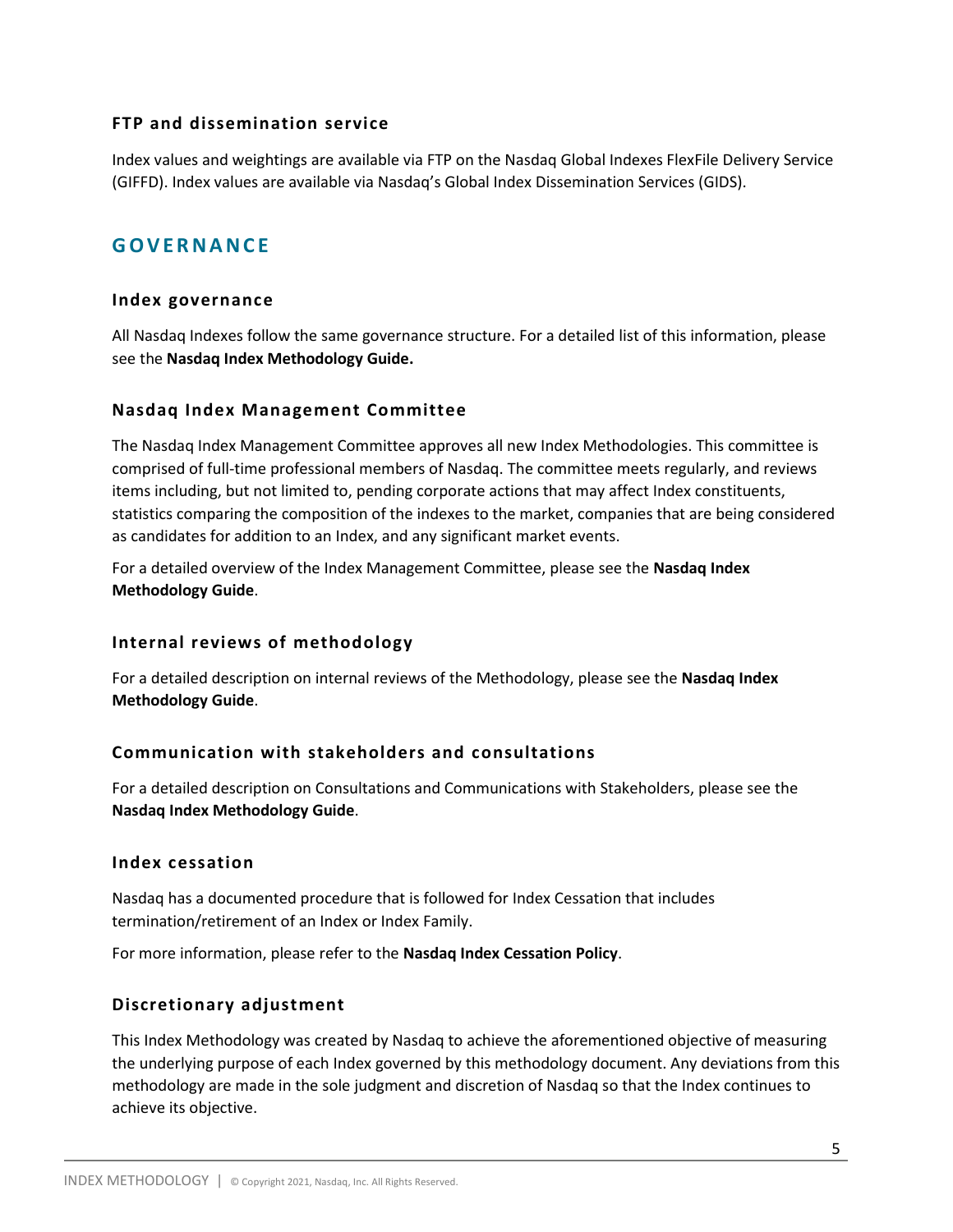### FTP and dissemination service

Index values and weightings are available via FTP on the Nasdaq Global Indexes FlexFile Delivery Service (GIFFD). Index values are available via Nasdaq's Global Index Dissemination Services (GIDS).

## GOVERNANCE

### Index governance

All Nasdaq Indexes follow the same governance structure. For a detailed list of this information, please see the **Nasdaq Index Methodology Guide.**

### Nasdaq Index Management Committee

The Nasdaq Index Management Committee approves all new Index Methodologies. This committee is comprised of full-time professional members of Nasdaq. The committee meets regularly, and reviews items including, but not limited to, pending corporate actions that may affect Index constituents, statistics comparing the composition of the indexes to the market, companies that are being considered as candidates for addition to an Index, and any significant market events.

For a detailed overview of the Index Management Committee, please see the **Nasdaq Index Methodology Guide**.

### Internal reviews of methodology

For a detailed description on internal reviews of the Methodology, please see the **Nasdaq Index Methodology Guide**.

### Communication with stakeholders and consultations

For a detailed description on Consultations and Communications with Stakeholders, please see the **Nasdaq Index Methodology Guide**.

### Index cessation

Nasdaq has a documented procedure that is followed for Index Cessation that includes termination/retirement of an Index or Index Family.

For more information, please refer to the **Nasdaq Index Cessation Policy**.

### Discretionary adjustment

This Index Methodology was created by Nasdaq to achieve the aforementioned objective of measuring the underlying purpose of each Index governed by this methodology document. Any deviations from this methodology are made in the sole judgment and discretion of Nasdaq so that the Index continues to achieve its objective.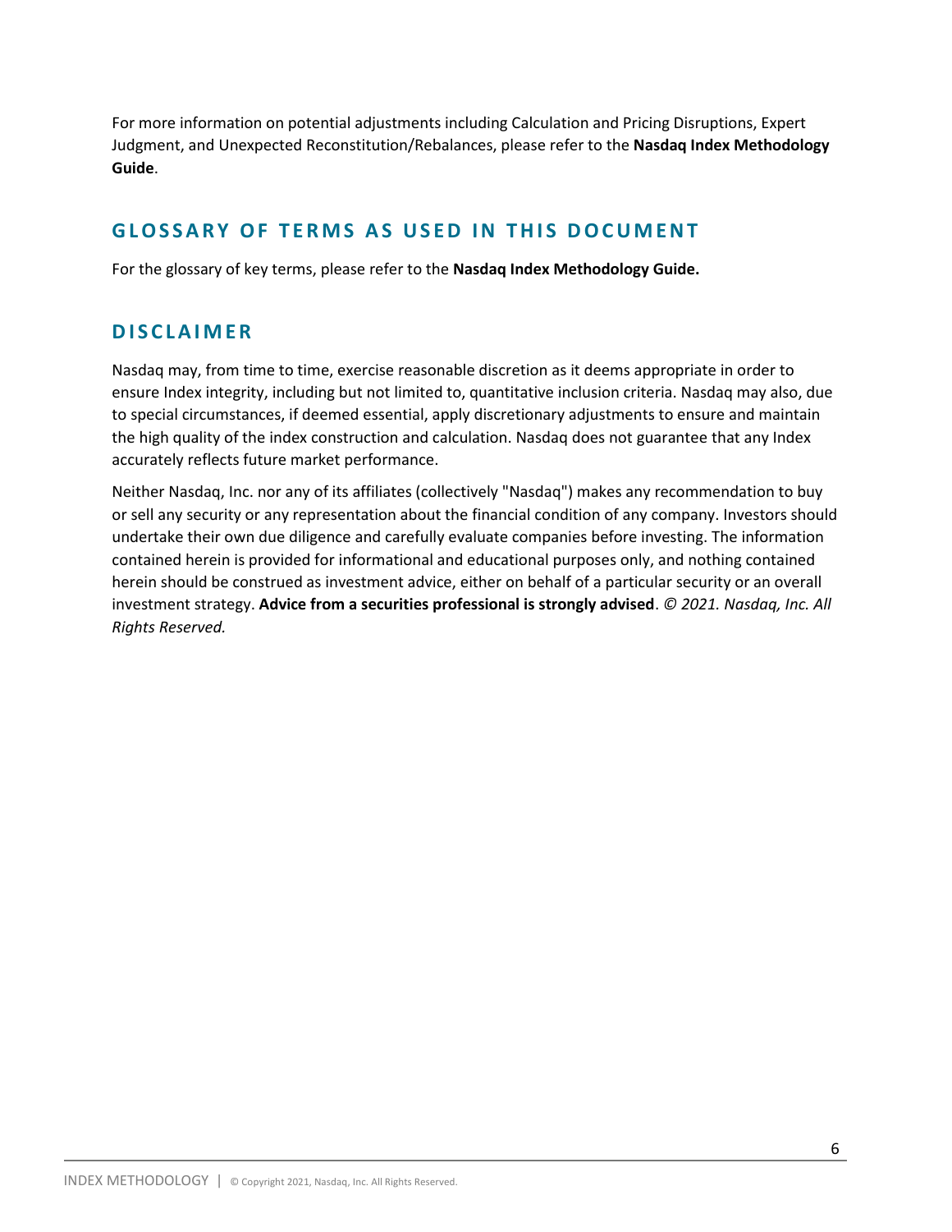For more information on potential adjustments including Calculation and Pricing Disruptions, Expert Judgment, and Unexpected Reconstitution/Rebalances, please refer to the **Nasdaq Index Methodology Guide**.

## GLOSSARY OF TERMS AS USED IN THIS DOCUMENT

For the glossary of key terms, please refer to the **Nasdaq Index Methodology Guide.**

## DISCLAIMER

Nasdaq may, from time to time, exercise reasonable discretion as it deems appropriate in order to ensure Index integrity, including but not limited to, quantitative inclusion criteria. Nasdaq may also, due to special circumstances, if deemed essential, apply discretionary adjustments to ensure and maintain the high quality of the index construction and calculation. Nasdaq does not guarantee that any Index accurately reflects future market performance.

Neither Nasdaq, Inc. nor any of its affiliates (collectively "Nasdaq") makes any recommendation to buy or sell any security or any representation about the financial condition of any company. Investors should undertake their own due diligence and carefully evaluate companies before investing. The information contained herein is provided for informational and educational purposes only, and nothing contained herein should be construed as investment advice, either on behalf of a particular security or an overall investment strategy. **Advice from a securities professional is strongly advised**. *© 2021. Nasdaq, Inc. All Rights Reserved.*